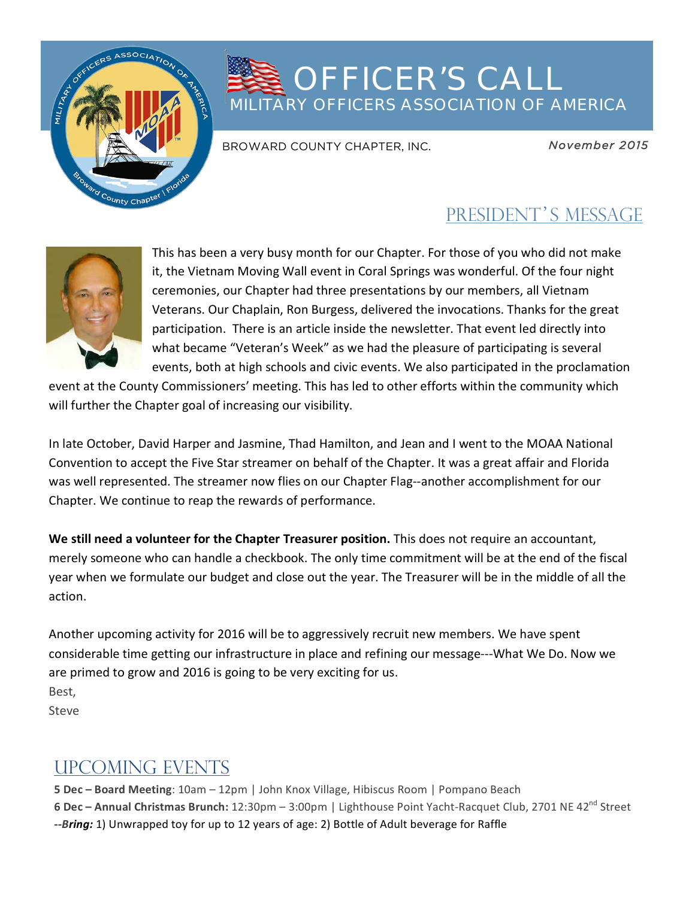# OFFICER'S CALL

## MILITARY OFFICERS ASSOCIATION OF AMERICA

BROWARD COUNTY CHAPTER, INC.

*November 2015*

## PRESIDENT'S MESSAGE

This has been a very busy month for our Chapter. For those of you who did not make it, the Vietnam Moving Wall event in Coral Springs was wonderful. Of the four night ceremonies, our Chapter had three presentations by our members, all Vietnam Veterans. Our Chaplain, Ron Burgess, delivered the invocations. Thanks for the great participation. There is an article inside the newsletter. That event led directly into what became "Veteran's Week" as we had the pleasure of participating is several events, both at high schools and civic events. We also participated in the proclamation event at the County Commissioners' meeting. This has led to other efforts within the community which will further the Chapter goal of increasing our visibility.

In late October, David Harper and Jasmine, Thad Hamilton, and Jean and I went to the MOAA National Convention to accept the Five Star streamer on behalf of the Chapter. It was a great affair and Florida was well represented. The streamer now flies on our Chapter Flag--another accomplishment for our Chapter. We continue to reap the rewards of performance.

**We still need a volunteer for the Chapter Treasurer position.** This does not require an accountant, merely someone who can handle a checkbook. The only time commitment will be at the end of the fiscal year when we formulate our budget and close out the year. The Treasurer will be in the middle of all the action.

Another upcoming activity for 2016 will be to aggressively recruit new members. We have spent considerable time getting our infrastructure in place and refining our message---What We Do. Now we are primed to grow and 2016 is going to be very exciting for us.

Best,
Steve

## UPCOMING EVENTS

**5 Dec – Board Meeting**: 10am – 12pm | John Knox Village, Hibiscus Room | Pompano Beach
**6 Dec – Annual Christmas Brunch:** 12:30pm – 3:00pm | Lighthouse Point Yacht-Racquet Club, 2701 NE 42nd Street
--***Bring:*** 1) Unwrapped toy for up to 12 years of age: 2) Bottle of Adult beverage for Raffle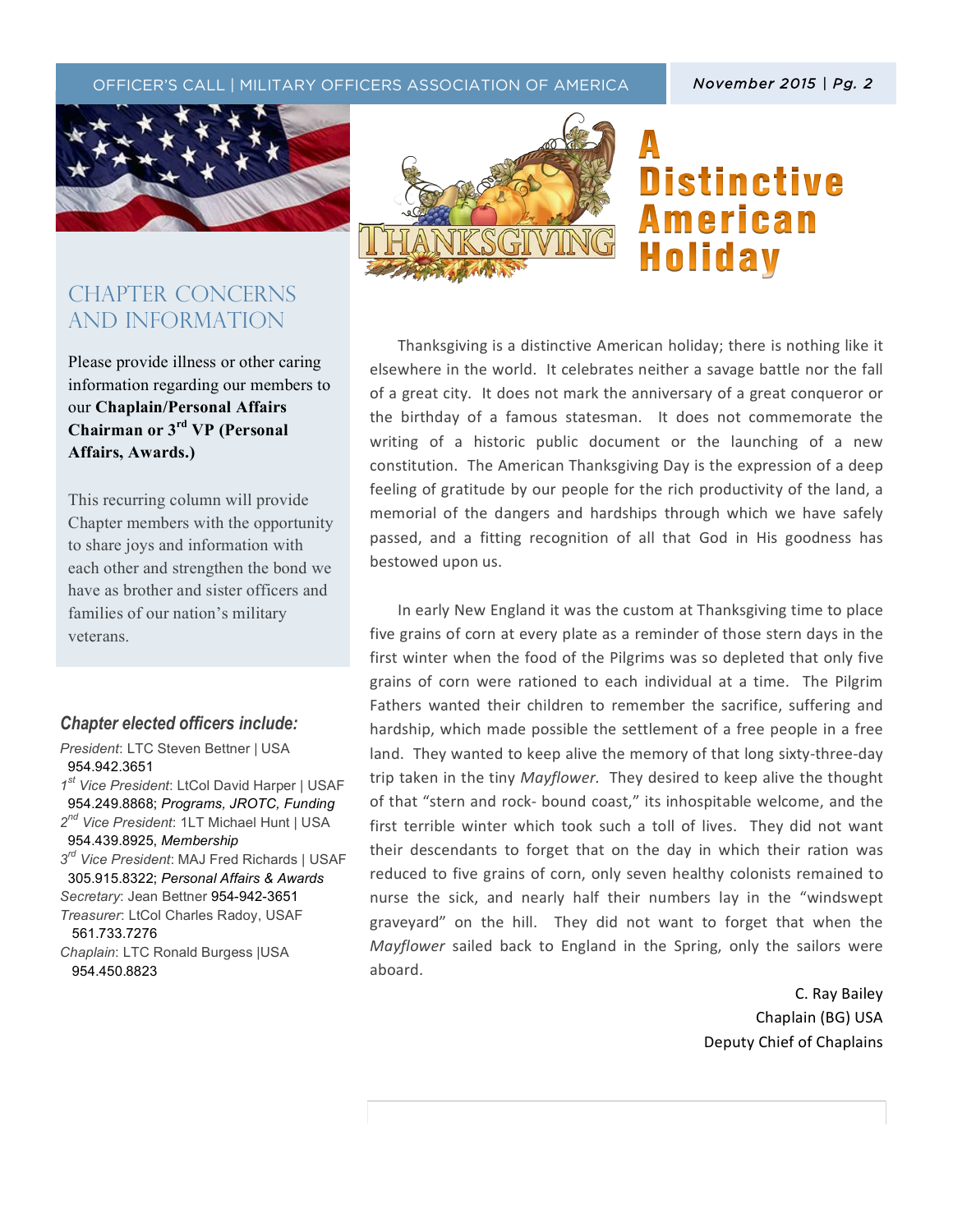## CHAPTER CONCERNS AND INFORMATION

Please provide illness or other caring information regarding our members to our **Chaplain/Personal Affairs Chairman or 3rd VP (Personal Affairs, Awards.)**

This recurring column will provide Chapter members with the opportunity to share joys and information with each other and strengthen the bond we have as brother and sister officers and families of our nation's military veterans.

### *Chapter elected officers include:*

*President*: LTC Steven Bettner | USA 954.942.3651

1st *Vice President*: LtCol David Harper | USAF 954.249.8868; *Programs, JROTC, Funding*

2nd *Vice President*: 1LT Michael Hunt | USA 954.439.8925, *Membership*

3rd *Vice President*: MAJ Fred Richards | USAF 305.915.8322; *Personal Affairs & Awards*

*Secretary*: Jean Bettner 954-942-3651

*Treasurer*: LtCol Charles Radoy, USAF 561.733.7276

*Chaplain*: LTC Ronald Burgess |USA 954.450.8823

# A Distinctive American Holiday

Thanksgiving is a distinctive American holiday; there is nothing like it elsewhere in the world. It celebrates neither a savage battle nor the fall of a great city. It does not mark the anniversary of a great conqueror or the birthday of a famous statesman. It does not commemorate the writing of a historic public document or the launching of a new constitution. The American Thanksgiving Day is the expression of a deep feeling of gratitude by our people for the rich productivity of the land, a memorial of the dangers and hardships through which we have safely passed, and a fitting recognition of all that God in His goodness has bestowed upon us.

In early New England it was the custom at Thanksgiving time to place five grains of corn at every plate as a reminder of those stern days in the first winter when the food of the Pilgrims was so depleted that only five grains of corn were rationed to each individual at a time. The Pilgrim Fathers wanted their children to remember the sacrifice, suffering and hardship, which made possible the settlement of a free people in a free land. They wanted to keep alive the memory of that long sixty-three-day trip taken in the tiny *Mayflower*. They desired to keep alive the thought of that "stern and rock- bound coast," its inhospitable welcome, and the first terrible winter which took such a toll of lives. They did not want their descendants to forget that on the day in which their ration was reduced to five grains of corn, only seven healthy colonists remained to nurse the sick, and nearly half their numbers lay in the "windswept graveyard" on the hill. They did not want to forget that when the *Mayflower* sailed back to England in the Spring, only the sailors were aboard.

C. Ray Bailey
Chaplain (BG) USA
Deputy Chief of Chaplains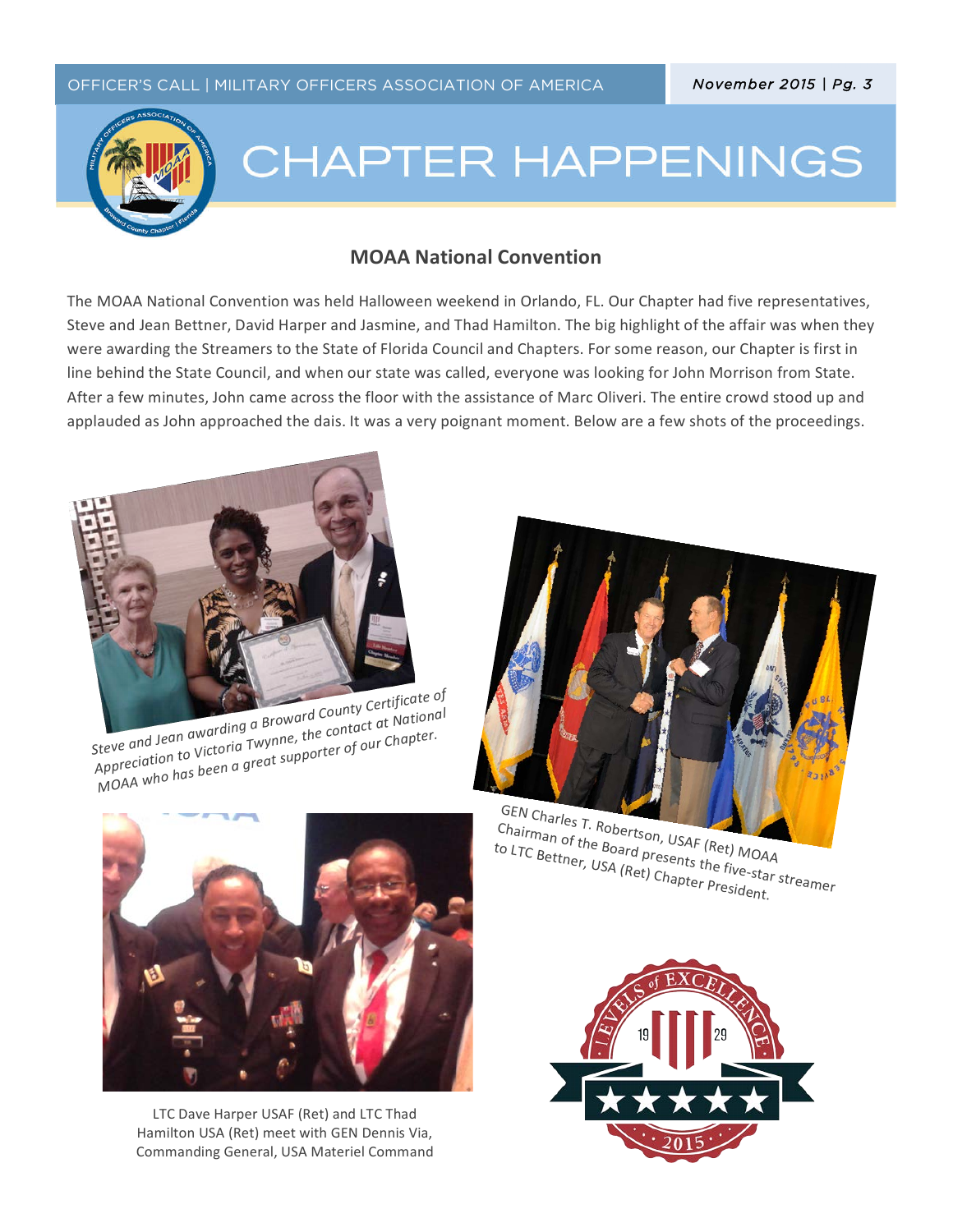# CHAPTER HAPPENINGS

## MOAA National Convention

The MOAA National Convention was held Halloween weekend in Orlando, FL. Our Chapter had five representatives, Steve and Jean Bettner, David Harper and Jasmine, and Thad Hamilton. The big highlight of the affair was when they were awarding the Streamers to the State of Florida Council and Chapters. For some reason, our Chapter is first in line behind the State Council, and when our state was called, everyone was looking for John Morrison from State. After a few minutes, John came across the floor with the assistance of Marc Oliveri. The entire crowd stood up and applauded as John approached the dais. It was a very poignant moment. Below are a few shots of the proceedings.

*Steve and Jean awarding a Broward County Certificate of Appreciation to Victoria Twynne, the contact at National MOAA who has been a great supporter of our Chapter.*

GEN Charles T. Robertson, USAF (Ret) MOAA Chairman of the Board presents the five-star streamer to LTC Bettner, USA (Ret) Chapter President.

LTC Dave Harper USAF (Ret) and LTC Thad Hamilton USA (Ret) meet with GEN Dennis Via, Commanding General, USA Materiel Command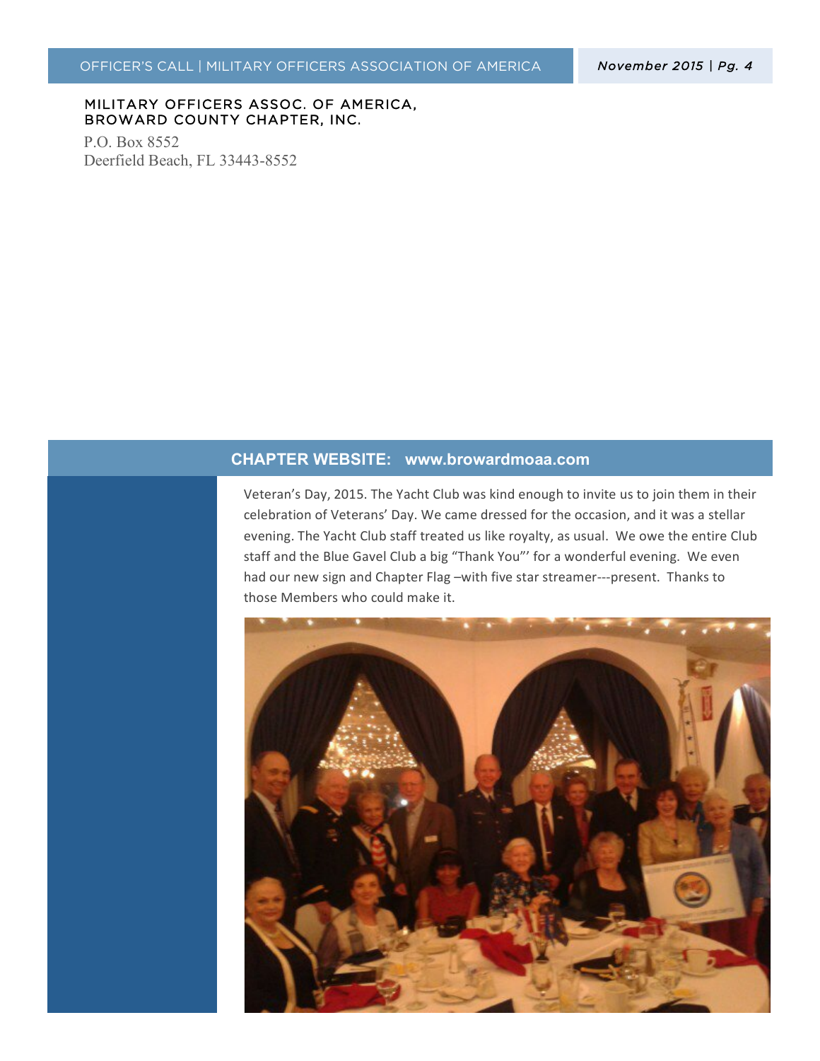MILITARY OFFICERS ASSOC. OF AMERICA,
BROWARD COUNTY CHAPTER, INC.

P.O. Box 8552
Deerfield Beach, FL 33443-8552

## CHAPTER WEBSITE: www.browardmoaa.com

Veteran's Day, 2015. The Yacht Club was kind enough to invite us to join them in their celebration of Veterans' Day. We came dressed for the occasion, and it was a stellar evening. The Yacht Club staff treated us like royalty, as usual. We owe the entire Club staff and the Blue Gavel Club a big "Thank You"' for a wonderful evening. We even had our new sign and Chapter Flag –with five star streamer---present. Thanks to those Members who could make it.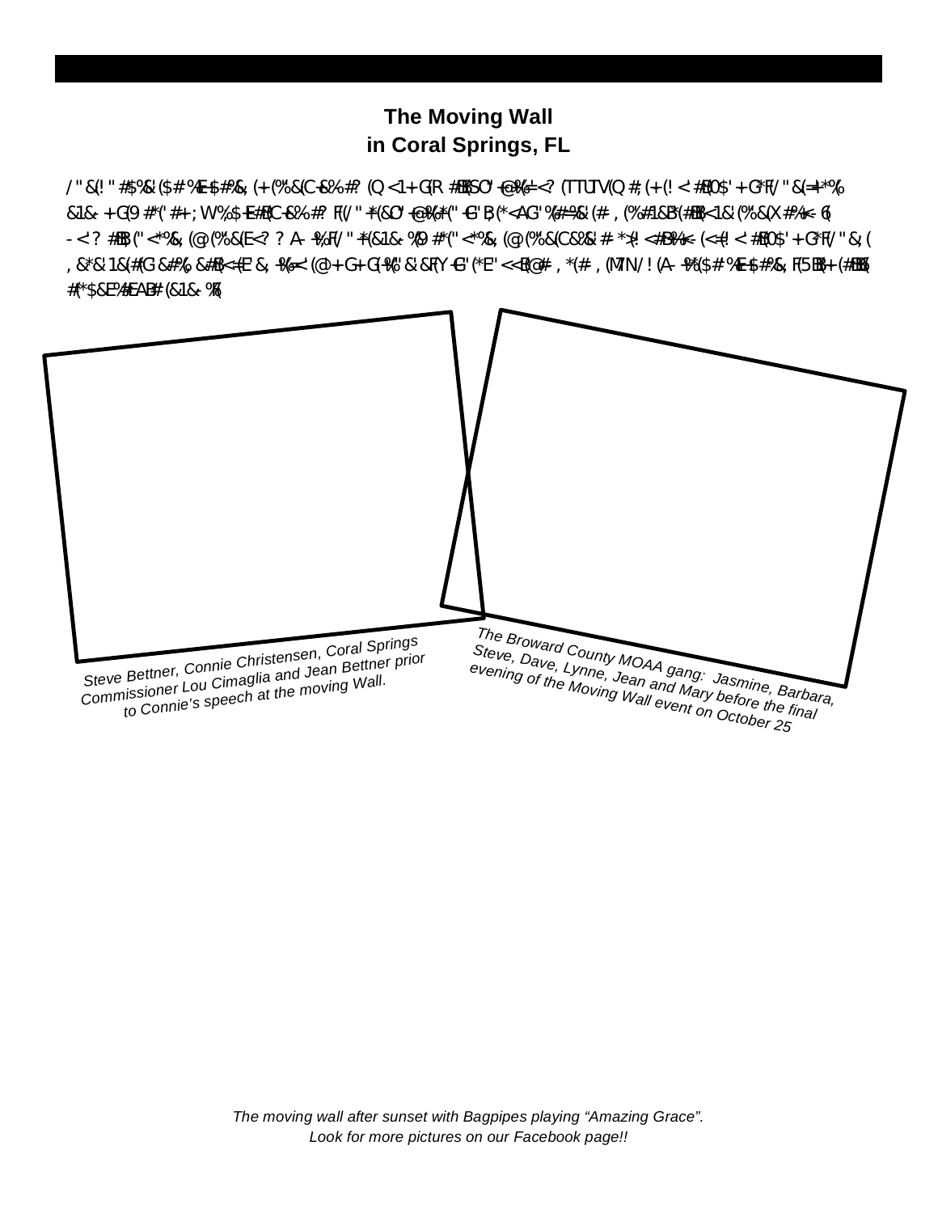## The Moving Wall
## in Coral Springs, FL

Steve Bettner, Connie Christensen, Coral Springs Commissioner Lou Cimaglia and Jean Bettner prior to Connie's speech at the moving Wall.

The Broward County MOAA gang: Jasmine, Barbara, Steve, Dave, Lynne, Jean and Mary before the final evening of the Moving Wall event on October 25

*The moving wall after sunset with Bagpipes playing "Amazing Grace".*
*Look for more pictures on our Facebook page!!*